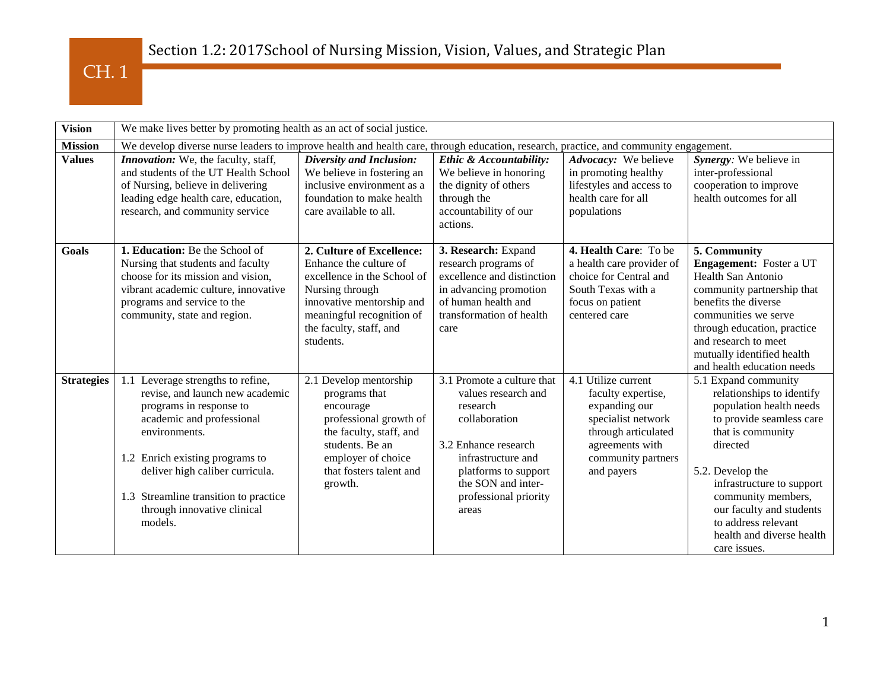# CH. 1

## Section 1.2: 2017School of Nursing Mission, Vision, Values, and Strategic Plan

| | | | | | |
|---|---|---|---|---|---|
| **Vision** | We make lives better by promoting health as an act of social justice. | | | | |
| **Mission** | We develop diverse nurse leaders to improve health and health care, through education, research, practice, and community engagement. | | | | |
| **Values** | ***Innovation:*** We, the faculty, staff, and students of the UT Health School of Nursing, believe in delivering leading edge health care, education, research, and community service | ***Diversity and Inclusion:*** We believe in fostering an inclusive environment as a foundation to make health care available to all. | ***Ethic & Accountability:*** We believe in honoring the dignity of others through the accountability of our actions. | ***Advocacy:*** We believe in promoting healthy lifestyles and access to health care for all populations | ***Synergy****:* We believe in inter-professional cooperation to improve health outcomes for all |
| **Goals** | **1. Education:** Be the School of Nursing that students and faculty choose for its mission and vision, vibrant academic culture, innovative programs and service to the community, state and region. | **2. Culture of Excellence:** Enhance the culture of excellence in the School of Nursing through innovative mentorship and meaningful recognition of the faculty, staff, and students. | **3. Research:** Expand research programs of excellence and distinction in advancing promotion of human health and transformation of health care | **4. Health Care**: To be a health care provider of choice for Central and South Texas with a focus on patient centered care | **5. Community Engagement:** Foster a UT Health San Antonio community partnership that benefits the diverse communities we serve through education, practice and research to meet mutually identified health and health education needs |
| **Strategies** | 1.1 Leverage strengths to refine, revise, and launch new academic programs in response to academic and professional environments.<br><br>1.2 Enrich existing programs to deliver high caliber curricula.<br><br>1.3 Streamline transition to practice through innovative clinical models. | 2.1 Develop mentorship programs that encourage professional growth of the faculty, staff, and students. Be an employer of choice that fosters talent and growth. | 3.1 Promote a culture that values research and research collaboration<br><br>3.2 Enhance research infrastructure and platforms to support the SON and inter-professional priority areas | 4.1 Utilize current faculty expertise, expanding our specialist network through articulated agreements with community partners and payers | 5.1 Expand community relationships to identify population health needs to provide seamless care that is community directed<br><br>5.2. Develop the infrastructure to support community members, our faculty and students to address relevant health and diverse health care issues. |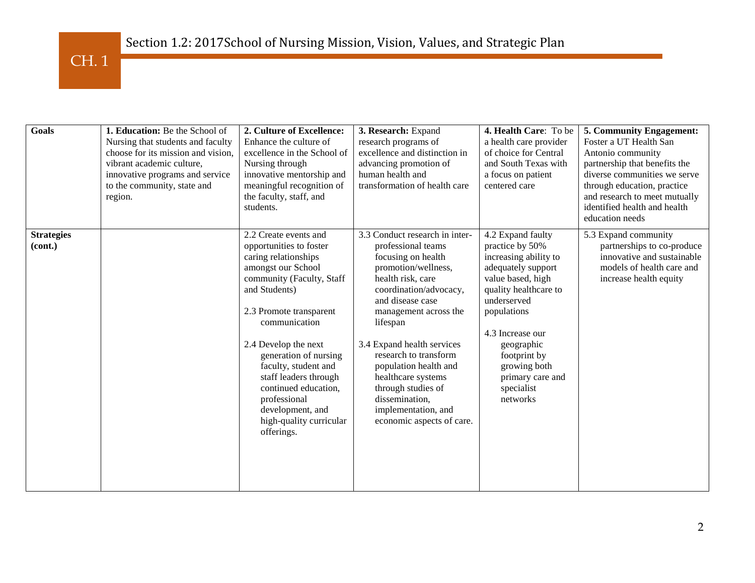## Section 1.2: 2017School of Nursing Mission, Vision, Values, and Strategic Plan

| **Goals** | **1. Education:** Be the School of Nursing that students and faculty choose for its mission and vision, vibrant academic culture, innovative programs and service to the community, state and region. | **2. Culture of Excellence:** Enhance the culture of excellence in the School of Nursing through innovative mentorship and meaningful recognition of the faculty, staff, and students. | **3. Research:** Expand research programs of excellence and distinction in advancing promotion of human health and transformation of health care | **4. Health Care**: To be a health care provider of choice for Central and South Texas with a focus on patient centered care | **5. Community Engagement:** Foster a UT Health San Antonio community partnership that benefits the diverse communities we serve through education, practice and research to meet mutually identified health and health education needs |
|---|---|---|---|---|---|
| **Strategies (cont.)** | | 2.2 Create events and opportunities to foster caring relationships amongst our School community (Faculty, Staff and Students)<br><br>2.3 Promote transparent communication<br><br>2.4 Develop the next generation of nursing faculty, student and staff leaders through continued education, professional development, and high-quality curricular offerings. | 3.3 Conduct research in inter-professional teams focusing on health promotion/wellness, health risk, care coordination/advocacy, and disease case management across the lifespan<br><br>3.4 Expand health services research to transform population health and healthcare systems through studies of dissemination, implementation, and economic aspects of care. | 4.2 Expand faulty practice by 50% increasing ability to adequately support value based, high quality healthcare to underserved populations<br><br>4.3 Increase our geographic footprint by growing both primary care and specialist networks | 5.3 Expand community partnerships to co-produce innovative and sustainable models of health care and increase health equity |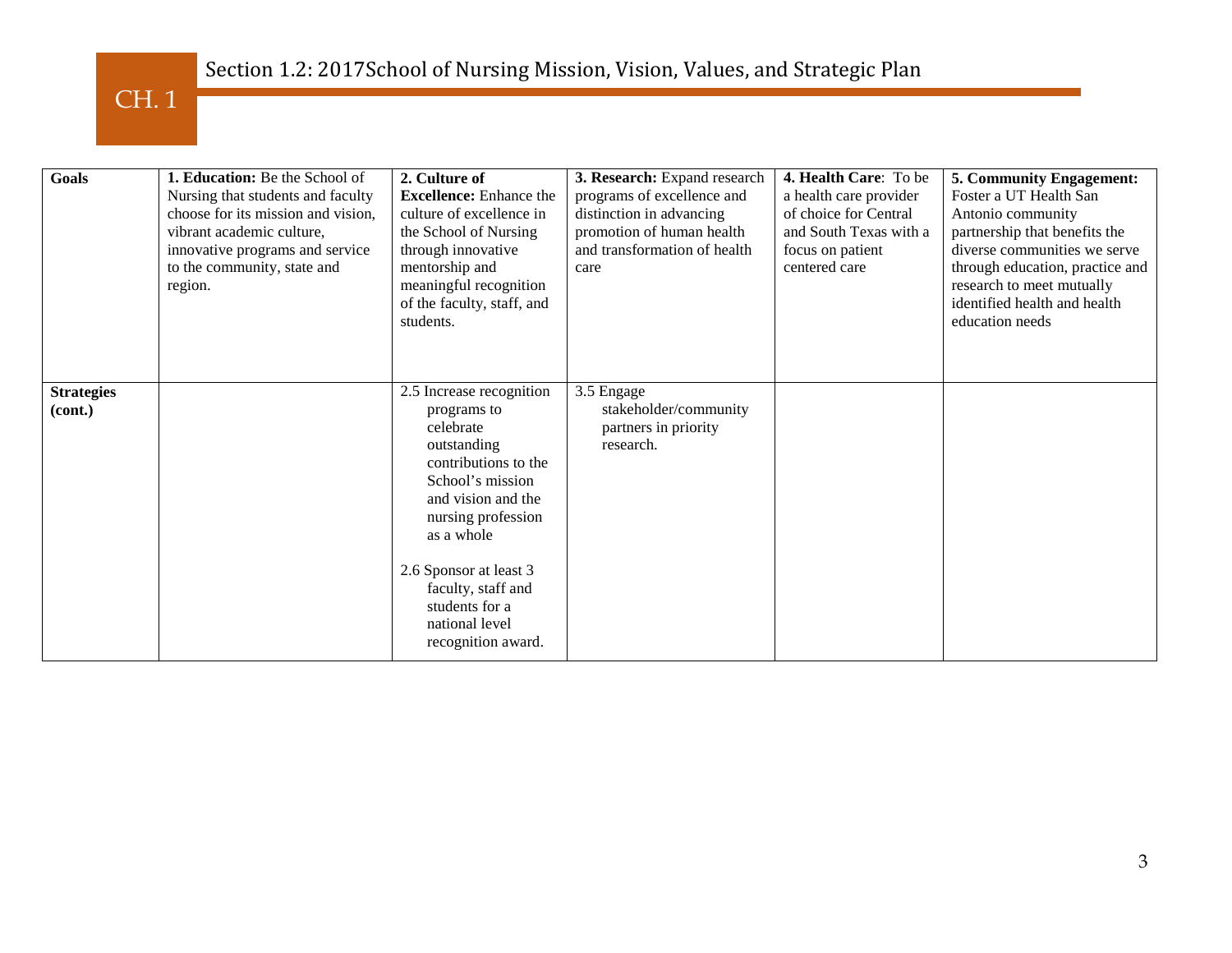## Section 1.2: 2017School of Nursing Mission, Vision, Values, and Strategic Plan

| Goals | **1. Education:** Be the School of Nursing that students and faculty choose for its mission and vision, vibrant academic culture, innovative programs and service to the community, state and region. | **2. Culture of Excellence:** Enhance the culture of excellence in the School of Nursing through innovative mentorship and meaningful recognition of the faculty, staff, and students. | **3. Research:** Expand research programs of excellence and distinction in advancing promotion of human health and transformation of health care | **4. Health Care**: To be a health care provider of choice for Central and South Texas with a focus on patient centered care | **5. Community Engagement:** Foster a UT Health San Antonio community partnership that benefits the diverse communities we serve through education, practice and research to meet mutually identified health and health education needs |
|---|---|---|---|---|---|
| **Strategies (cont.)** | | 2.5 Increase recognition programs to celebrate outstanding contributions to the School's mission and vision and the nursing profession as a whole<br><br>2.6 Sponsor at least 3 faculty, staff and students for a national level recognition award. | 3.5 Engage stakeholder/community partners in priority research. | | |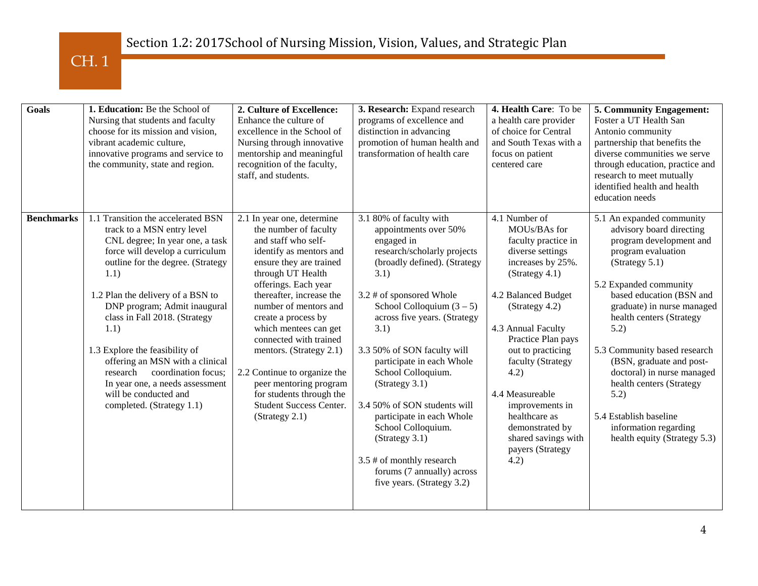# CH. 1

## Section 1.2: 2017School of Nursing Mission, Vision, Values, and Strategic Plan

| **Goals** | **1. Education:** Be the School of Nursing that students and faculty choose for its mission and vision, vibrant academic culture, innovative programs and service to the community, state and region. | **2. Culture of Excellence:** Enhance the culture of excellence in the School of Nursing through innovative mentorship and meaningful recognition of the faculty, staff, and students. | **3. Research:** Expand research programs of excellence and distinction in advancing promotion of human health and transformation of health care | **4. Health Care**: To be a health care provider of choice for Central and South Texas with a focus on patient centered care | **5. Community Engagement:** Foster a UT Health San Antonio community partnership that benefits the diverse communities we serve through education, practice and research to meet mutually identified health and health education needs |
|---|---|---|---|---|---|
| **Benchmarks** | 1.1 Transition the accelerated BSN track to a MSN entry level CNL degree; In year one, a task force will develop a curriculum outline for the degree. (Strategy 1.1)<br><br>1.2 Plan the delivery of a BSN to DNP program; Admit inaugural class in Fall 2018. (Strategy 1.1)<br><br>1.3 Explore the feasibility of offering an MSN with a clinical research coordination focus; In year one, a needs assessment will be conducted and completed. (Strategy 1.1) | 2.1 In year one, determine the number of faculty and staff who self-identify as mentors and ensure they are trained through UT Health offerings. Each year thereafter, increase the number of mentors and create a process by which mentees can get connected with trained mentors. (Strategy 2.1)<br><br>2.2 Continue to organize the peer mentoring program for students through the Student Success Center. (Strategy 2.1) | 3.1 80% of faculty with appointments over 50% engaged in research/scholarly projects (broadly defined). (Strategy 3.1)<br><br>3.2 # of sponsored Whole School Colloquium (3 – 5) across five years. (Strategy 3.1)<br><br>3.3 50% of SON faculty will participate in each Whole School Colloquium. (Strategy 3.1)<br><br>3.4 50% of SON students will participate in each Whole School Colloquium. (Strategy 3.1)<br><br>3.5 # of monthly research forums (7 annually) across five years. (Strategy 3.2) | 4.1 Number of MOUs/BAs for faculty practice in diverse settings increases by 25%. (Strategy 4.1)<br><br>4.2 Balanced Budget (Strategy 4.2)<br><br>4.3 Annual Faculty Practice Plan pays out to practicing faculty (Strategy 4.2)<br><br>4.4 Measureable improvements in healthcare as demonstrated by shared savings with payers (Strategy 4.2) | 5.1 An expanded community advisory board directing program development and program evaluation (Strategy 5.1)<br><br>5.2 Expanded community based education (BSN and graduate) in nurse managed health centers (Strategy 5.2)<br><br>5.3 Community based research (BSN, graduate and post-doctoral) in nurse managed health centers (Strategy 5.2)<br><br>5.4 Establish baseline information regarding health equity (Strategy 5.3) |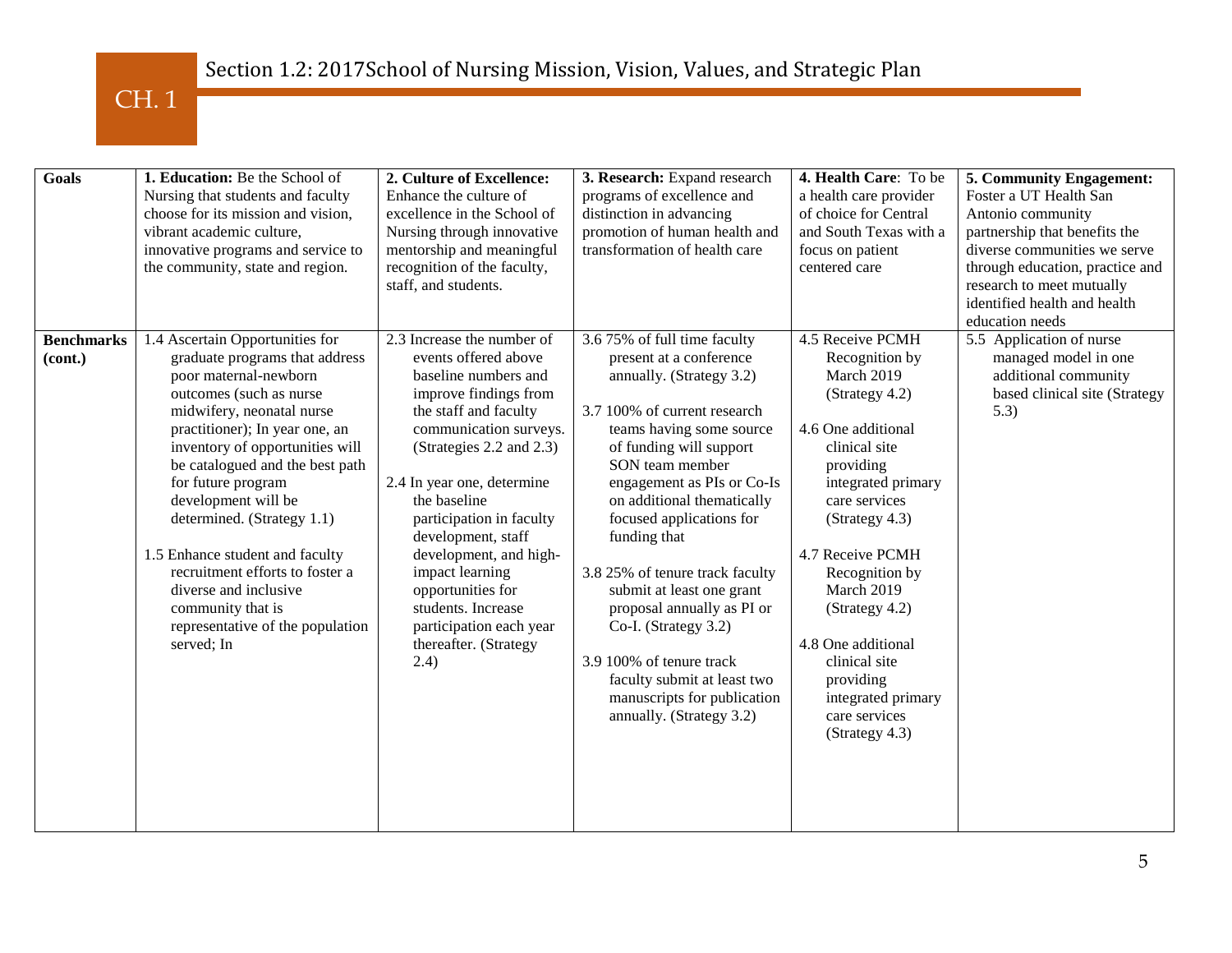## Section 1.2: 2017School of Nursing Mission, Vision, Values, and Strategic Plan

| Goals | **1. Education:** Be the School of Nursing that students and faculty choose for its mission and vision, vibrant academic culture, innovative programs and service to the community, state and region. | **2. Culture of Excellence:** Enhance the culture of excellence in the School of Nursing through innovative mentorship and meaningful recognition of the faculty, staff, and students. | **3. Research:** Expand research programs of excellence and distinction in advancing promotion of human health and transformation of health care | **4. Health Care**: To be a health care provider of choice for Central and South Texas with a focus on patient centered care | **5. Community Engagement:** Foster a UT Health San Antonio community partnership that benefits the diverse communities we serve through education, practice and research to meet mutually identified health and health education needs |
|---|---|---|---|---|---|
| **Benchmarks (cont.)** | 1.4 Ascertain Opportunities for graduate programs that address poor maternal-newborn outcomes (such as nurse midwifery, neonatal nurse practitioner); In year one, an inventory of opportunities will be catalogued and the best path for future program development will be determined. (Strategy 1.1)<br><br>1.5 Enhance student and faculty recruitment efforts to foster a diverse and inclusive community that is representative of the population served; In | 2.3 Increase the number of events offered above baseline numbers and improve findings from the staff and faculty communication surveys. (Strategies 2.2 and 2.3)<br><br>2.4 In year one, determine the baseline participation in faculty development, staff development, and high-impact learning opportunities for students. Increase participation each year thereafter. (Strategy 2.4) | 3.6 75% of full time faculty present at a conference annually. (Strategy 3.2)<br><br>3.7 100% of current research teams having some source of funding will support SON team member engagement as PIs or Co-Is on additional thematically focused applications for funding that<br><br>3.8 25% of tenure track faculty submit at least one grant proposal annually as PI or Co-I. (Strategy 3.2)<br><br>3.9 100% of tenure track faculty submit at least two manuscripts for publication annually. (Strategy 3.2) | 4.5 Receive PCMH Recognition by March 2019 (Strategy 4.2)<br><br>4.6 One additional clinical site providing integrated primary care services (Strategy 4.3)<br><br>4.7 Receive PCMH Recognition by March 2019 (Strategy 4.2)<br><br>4.8 One additional clinical site providing integrated primary care services (Strategy 4.3) | 5.5 Application of nurse managed model in one additional community based clinical site (Strategy 5.3) |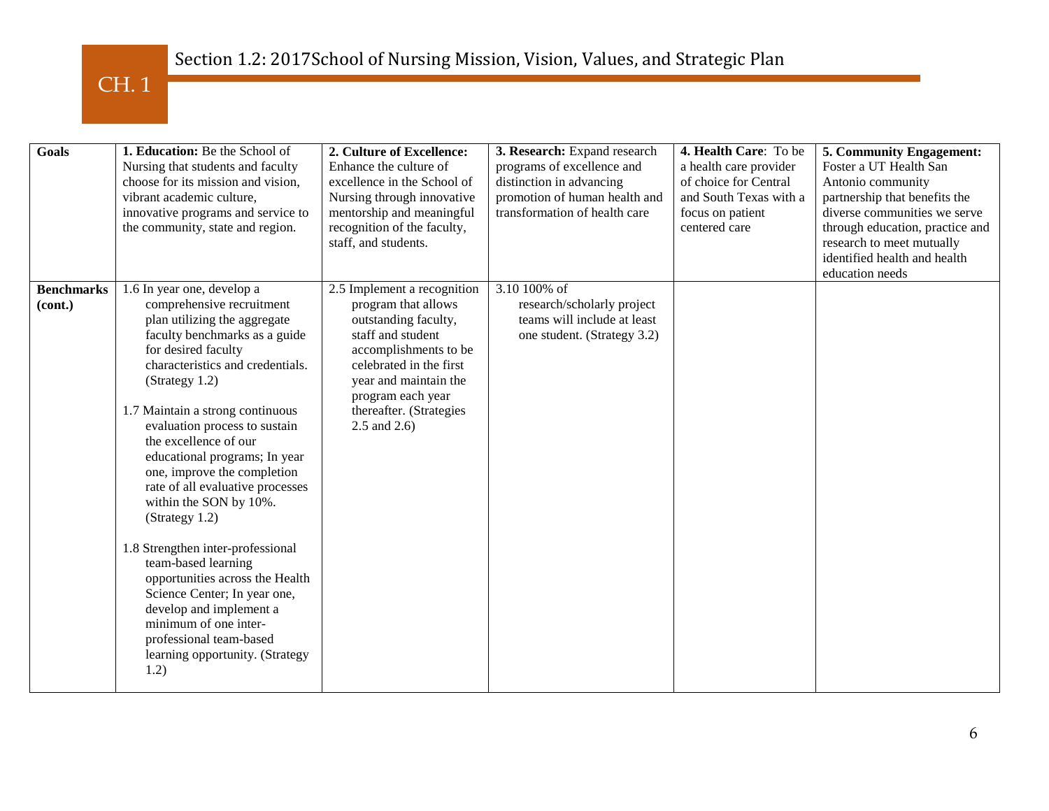## Section 1.2: 2017School of Nursing Mission, Vision, Values, and Strategic Plan

| **Goals** | **1. Education:** Be the School of Nursing that students and faculty choose for its mission and vision, vibrant academic culture, innovative programs and service to the community, state and region. | **2. Culture of Excellence:** Enhance the culture of excellence in the School of Nursing through innovative mentorship and meaningful recognition of the faculty, staff, and students. | **3. Research:** Expand research programs of excellence and distinction in advancing promotion of human health and transformation of health care | **4. Health Care**: To be a health care provider of choice for Central and South Texas with a focus on patient centered care | **5. Community Engagement:** Foster a UT Health San Antonio community partnership that benefits the diverse communities we serve through education, practice and research to meet mutually identified health and health education needs |
|---|---|---|---|---|---|
| **Benchmarks (cont.)** | 1.6 In year one, develop a comprehensive recruitment plan utilizing the aggregate faculty benchmarks as a guide for desired faculty characteristics and credentials. (Strategy 1.2)<br><br>1.7 Maintain a strong continuous evaluation process to sustain the excellence of our educational programs; In year one, improve the completion rate of all evaluative processes within the SON by 10%. (Strategy 1.2)<br><br>1.8 Strengthen inter-professional team-based learning opportunities across the Health Science Center; In year one, develop and implement a minimum of one inter-professional team-based learning opportunity. (Strategy 1.2) | 2.5 Implement a recognition program that allows outstanding faculty, staff and student accomplishments to be celebrated in the first year and maintain the program each year thereafter. (Strategies 2.5 and 2.6) | 3.10 100% of research/scholarly project teams will include at least one student. (Strategy 3.2) | | |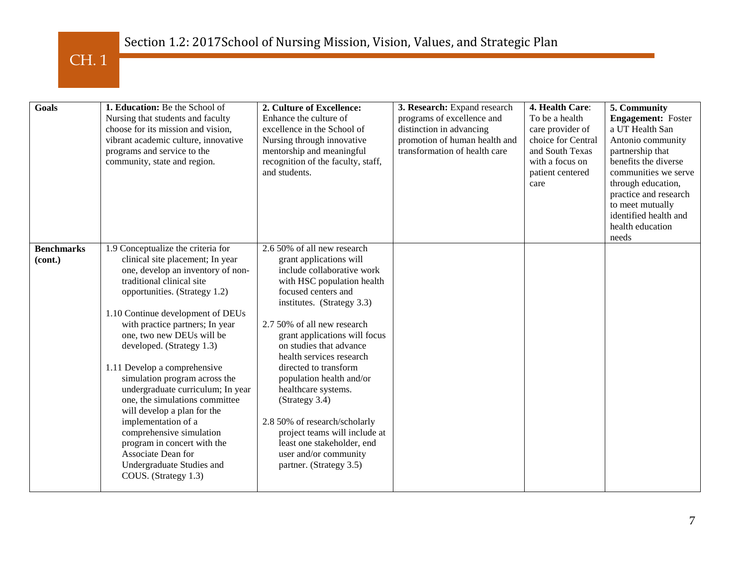## Section 1.2: 2017School of Nursing Mission, Vision, Values, and Strategic Plan

| Goals | **1. Education:** Be the School of Nursing that students and faculty choose for its mission and vision, vibrant academic culture, innovative programs and service to the community, state and region. | **2. Culture of Excellence:** Enhance the culture of excellence in the School of Nursing through innovative mentorship and meaningful recognition of the faculty, staff, and students. | **3. Research:** Expand research programs of excellence and distinction in advancing promotion of human health and transformation of health care | **4. Health Care**: To be a health care provider of choice for Central and South Texas with a focus on patient centered care | **5. Community Engagement:** Foster a UT Health San Antonio community partnership that benefits the diverse communities we serve through education, practice and research to meet mutually identified health and health education needs |
|---|---|---|---|---|---|
| **Benchmarks (cont.)** | 1.9 Conceptualize the criteria for clinical site placement; In year one, develop an inventory of non-traditional clinical site opportunities. (Strategy 1.2)<br><br>1.10 Continue development of DEUs with practice partners; In year one, two new DEUs will be developed. (Strategy 1.3)<br><br>1.11 Develop a comprehensive simulation program across the undergraduate curriculum; In year one, the simulations committee will develop a plan for the implementation of a comprehensive simulation program in concert with the Associate Dean for Undergraduate Studies and COUS. (Strategy 1.3) | 2.6 50% of all new research grant applications will include collaborative work with HSC population health focused centers and institutes. (Strategy 3.3)<br><br>2.7 50% of all new research grant applications will focus on studies that advance health services research directed to transform population health and/or healthcare systems. (Strategy 3.4)<br><br>2.8 50% of research/scholarly project teams will include at least one stakeholder, end user and/or community partner. (Strategy 3.5) | | | |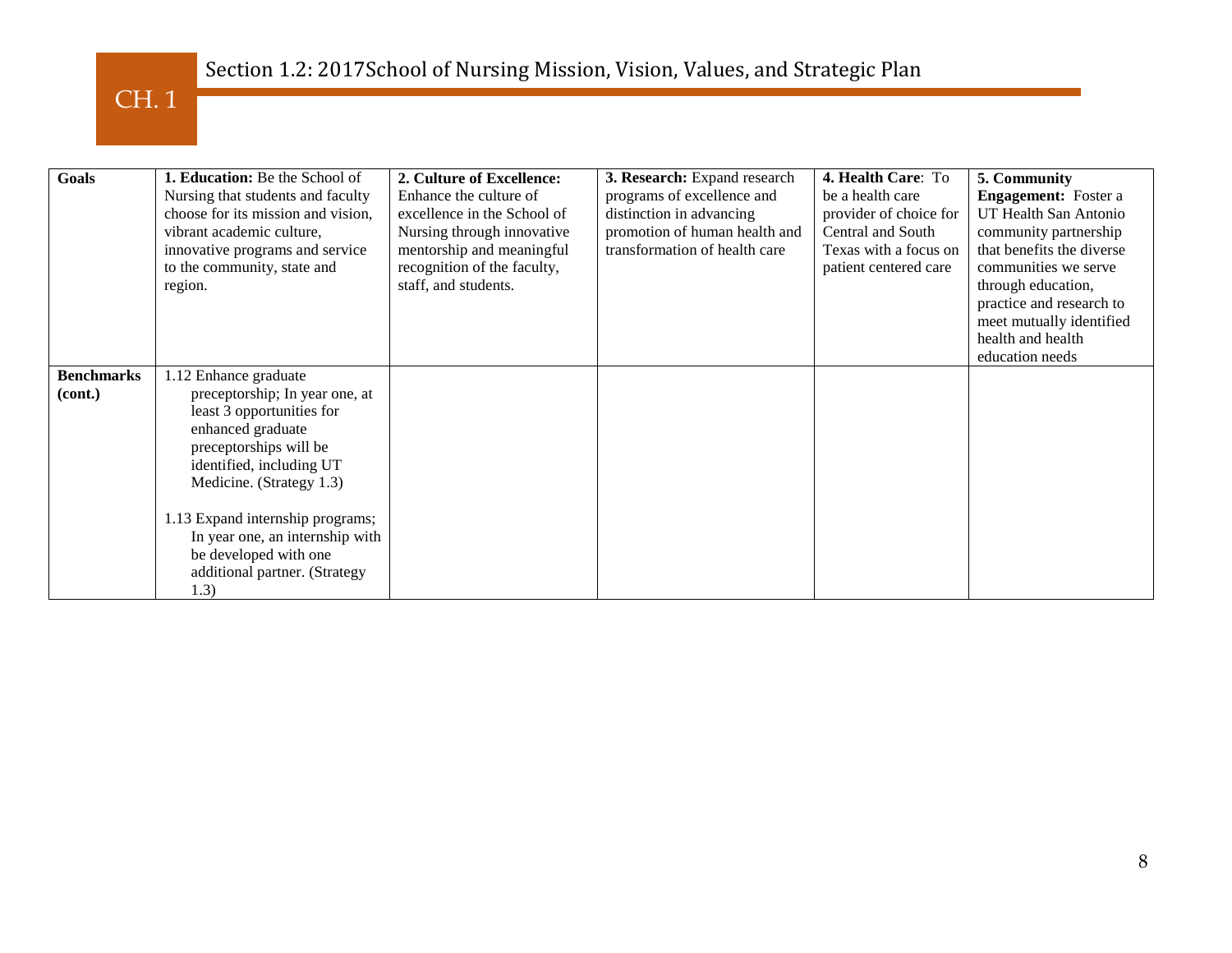## Section 1.2: 2017School of Nursing Mission, Vision, Values, and Strategic Plan

| Goals | **1. Education:** Be the School of Nursing that students and faculty choose for its mission and vision, vibrant academic culture, innovative programs and service to the community, state and region. | **2. Culture of Excellence:** Enhance the culture of excellence in the School of Nursing through innovative mentorship and meaningful recognition of the faculty, staff, and students. | **3. Research:** Expand research programs of excellence and distinction in advancing promotion of human health and transformation of health care | **4. Health Care**: To be a health care provider of choice for Central and South Texas with a focus on patient centered care | **5. Community Engagement:** Foster a UT Health San Antonio community partnership that benefits the diverse communities we serve through education, practice and research to meet mutually identified health and health education needs |
|---|---|---|---|---|---|
| **Benchmarks (cont.)** | 1.12 Enhance graduate preceptorship; In year one, at least 3 opportunities for enhanced graduate preceptorships will be identified, including UT Medicine. (Strategy 1.3)<br><br>1.13 Expand internship programs; In year one, an internship with be developed with one additional partner. (Strategy 1.3) | | | | |